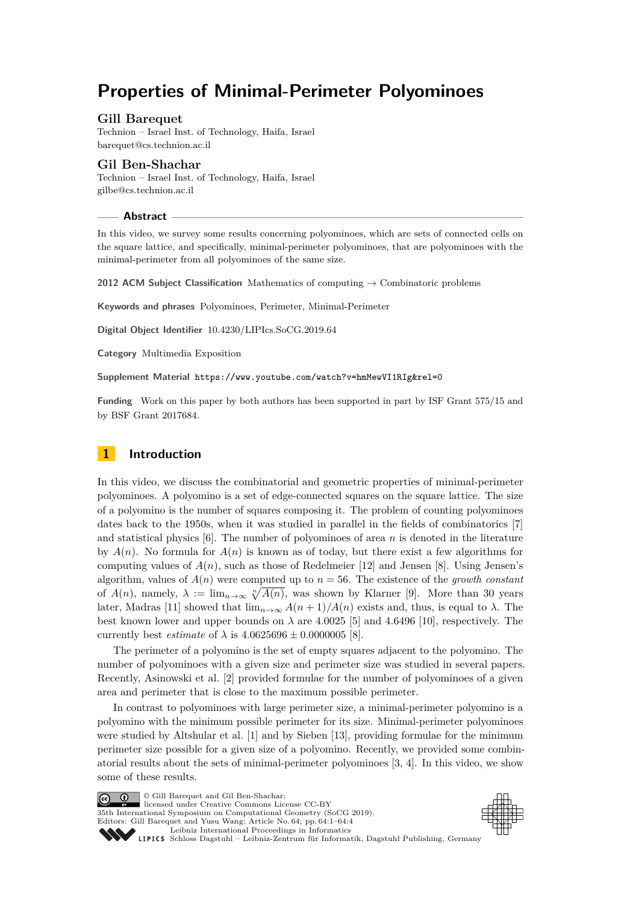# Properties of Minimal-Perimeter Polyominoes

## Gill Barequet

Technion – Israel Inst. of Technology, Haifa, Israel
barequet@cs.technion.ac.il

## Gil Ben-Shachar

Technion – Israel Inst. of Technology, Haifa, Israel
gilbe@cs.technion.ac.il

### Abstract

In this video, we survey some results concerning polyominoes, which are sets of connected cells on the square lattice, and specifically, minimal-perimeter polyominoes, that are polyominoes with the minimal-perimeter from all polyominoes of the same size.

**2012 ACM Subject Classification** Mathematics of computing → Combinatoric problems

**Keywords and phrases** Polyominoes, Perimeter, Minimal-Perimeter

**Digital Object Identifier** 10.4230/LIPIcs.SoCG.2019.64

**Category** Multimedia Exposition

**Supplement Material** https://www.youtube.com/watch?v=hmMewVI1RIg&rel=0

**Funding** Work on this paper by both authors has been supported in part by ISF Grant 575/15 and by BSF Grant 2017684.

## 1 Introduction

In this video, we discuss the combinatorial and geometric properties of minimal-perimeter polyominoes. A polyomino is a set of edge-connected squares on the square lattice. The size of a polyomino is the number of squares composing it. The problem of counting polyominoes dates back to the 1950s, when it was studied in parallel in the fields of combinatorics [7] and statistical physics [6]. The number of polyominoes of area $n$ is denoted in the literature by $A(n)$. No formula for $A(n)$ is known as of today, but there exist a few algorithms for computing values of $A(n)$, such as those of Redelmeier [12] and Jensen [8]. Using Jensen's algorithm, values of $A(n)$ were computed up to $n = 56$. The existence of the *growth constant* of $A(n)$, namely, $\lambda := \lim_{n\to\infty} \sqrt[n]{A(n)}$, was shown by Klarner [9]. More than 30 years later, Madras [11] showed that $\lim_{n\to\infty} A(n+1)/A(n)$ exists and, thus, is equal to $\lambda$. The best known lower and upper bounds on $\lambda$ are 4.0025 [5] and 4.6496 [10], respectively. The currently best *estimate* of $\lambda$ is $4.0625696 \pm 0.0000005$ [8].

The perimeter of a polyomino is the set of empty squares adjacent to the polyomino. The number of polyominoes with a given size and perimeter size was studied in several papers. Recently, Asinowski et al. [2] provided formulae for the number of polyominoes of a given area and perimeter that is close to the maximum possible perimeter.

In contrast to polyominoes with large perimeter size, a minimal-perimeter polyomino is a polyomino with the minimum possible perimeter for its size. Minimal-perimeter polyominoes were studied by Altshular et al. [1] and by Sieben [13], providing formulae for the minimum perimeter size possible for a given size of a polyomino. Recently, we provided some combinatorial results about the sets of minimal-perimeter polyominoes [3, 4]. In this video, we show some of these results.

© Gill Barequet and Gil Ben-Shachar;
licensed under Creative Commons License CC-BY
35th International Symposium on Computational Geometry (SoCG 2019).
Editors: Gill Barequet and Yusu Wang; Article No. 64; pp. 64:1–64:4
Leibniz International Proceedings in Informatics
Schloss Dagstuhl – Leibniz-Zentrum für Informatik, Dagstuhl Publishing, Germany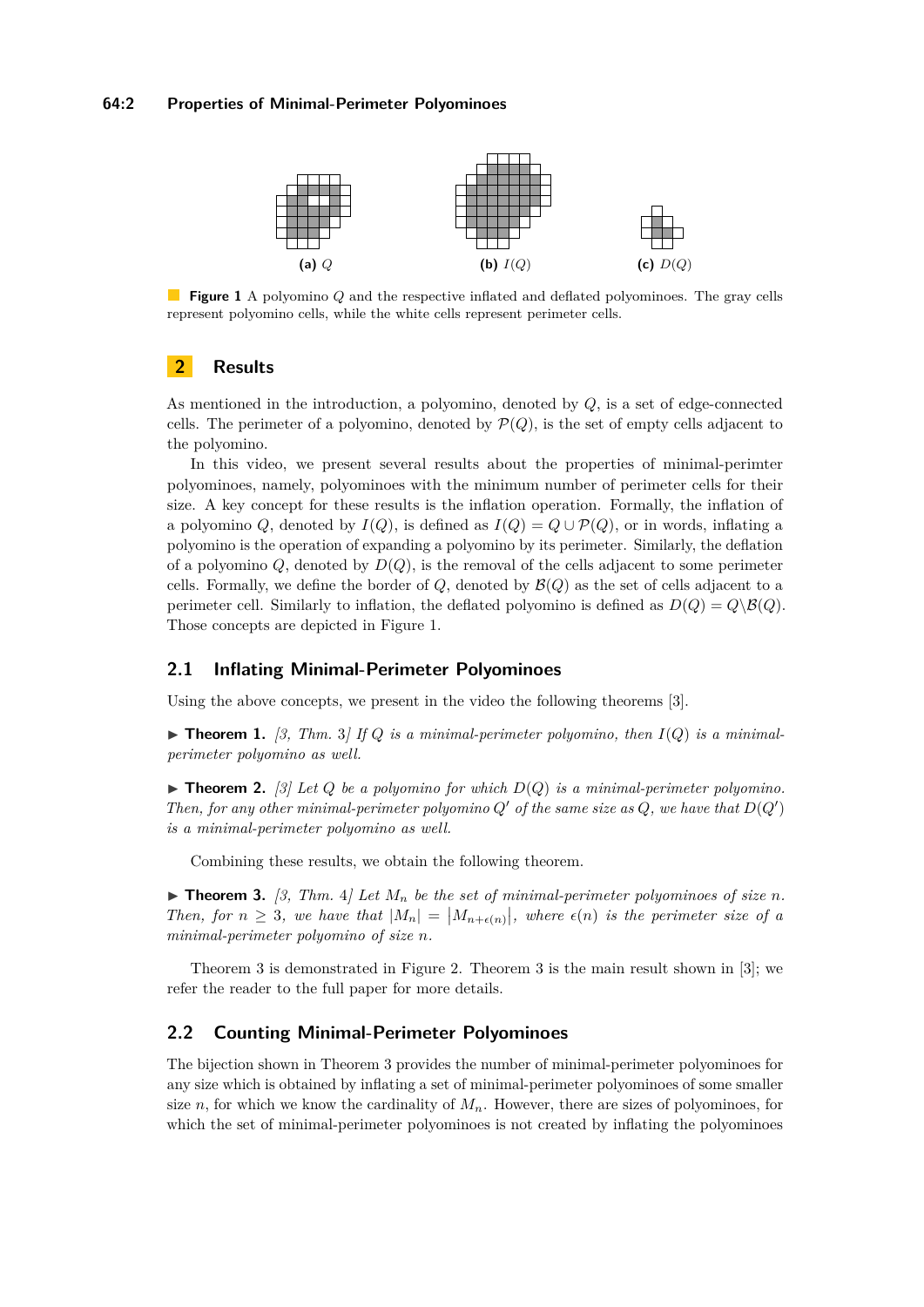**(a)** $Q$ **(b)** $I(Q)$ **(c)** $D(Q)$

**Figure 1** A polyomino $Q$ and the respective inflated and deflated polyominoes. The gray cells represent polyomino cells, while the white cells represent perimeter cells.

## 2 Results

As mentioned in the introduction, a polyomino, denoted by $Q$, is a set of edge-connected cells. The perimeter of a polyomino, denoted by $\mathcal{P}(Q)$, is the set of empty cells adjacent to the polyomino.

In this video, we present several results about the properties of minimal-perimter polyominoes, namely, polyominoes with the minimum number of perimeter cells for their size. A key concept for these results is the inflation operation. Formally, the inflation of a polyomino $Q$, denoted by $I(Q)$, is defined as $I(Q) = Q \cup \mathcal{P}(Q)$, or in words, inflating a polyomino is the operation of expanding a polyomino by its perimeter. Similarly, the deflation of a polyomino $Q$, denoted by $D(Q)$, is the removal of the cells adjacent to some perimeter cells. Formally, we define the border of $Q$, denoted by $\mathcal{B}(Q)$ as the set of cells adjacent to a perimeter cell. Similarly to inflation, the deflated polyomino is defined as $D(Q) = Q \backslash \mathcal{B}(Q)$. Those concepts are depicted in Figure 1.

### 2.1 Inflating Minimal-Perimeter Polyominoes

Using the above concepts, we present in the video the following theorems [3].

▶ **Theorem 1.** *[3, Thm. 3] If $Q$ is a minimal-perimeter polyomino, then $I(Q)$ is a minimal-perimeter polyomino as well.*

▶ **Theorem 2.** *[3] Let $Q$ be a polyomino for which $D(Q)$ is a minimal-perimeter polyomino. Then, for any other minimal-perimeter polyomino $Q'$ of the same size as $Q$, we have that $D(Q')$ is a minimal-perimeter polyomino as well.*

Combining these results, we obtain the following theorem.

▶ **Theorem 3.** *[3, Thm. 4] Let $M_n$ be the set of minimal-perimeter polyominoes of size $n$. Then, for $n \geq 3$, we have that $|M_n| = \left|M_{n+\epsilon(n)}\right|$, where $\epsilon(n)$ is the perimeter size of a minimal-perimeter polyomino of size $n$.*

Theorem 3 is demonstrated in Figure 2. Theorem 3 is the main result shown in [3]; we refer the reader to the full paper for more details.

### 2.2 Counting Minimal-Perimeter Polyominoes

The bijection shown in Theorem 3 provides the number of minimal-perimeter polyominoes for any size which is obtained by inflating a set of minimal-perimeter polyominoes of some smaller size $n$, for which we know the cardinality of $M_n$. However, there are sizes of polyominoes, for which the set of minimal-perimeter polyominoes is not created by inflating the polyominoes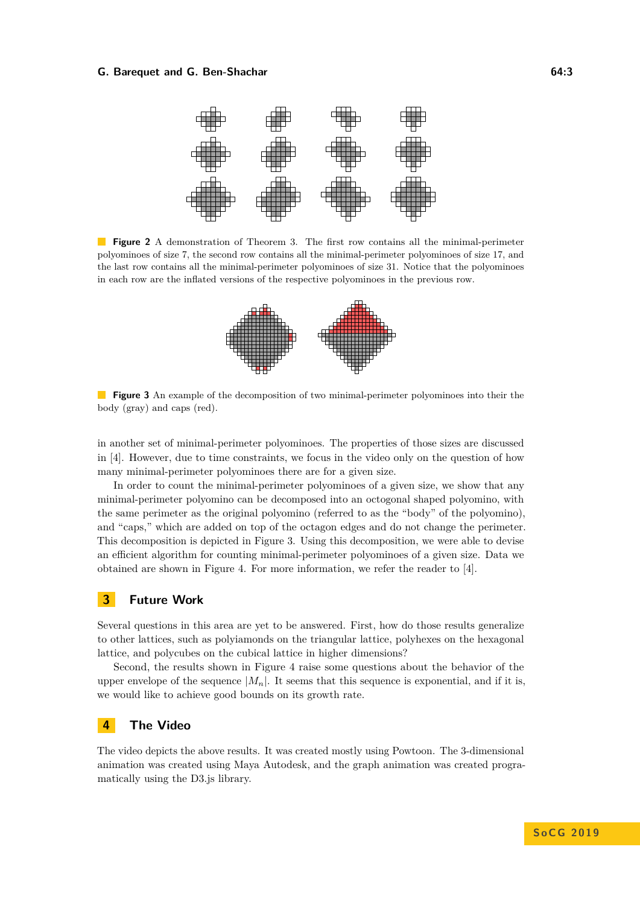**Figure 2** A demonstration of Theorem 3. The first row contains all the minimal-perimeter polyominoes of size 7, the second row contains all the minimal-perimeter polyominoes of size 17, and the last row contains all the minimal-perimeter polyominoes of size 31. Notice that the polyominoes in each row are the inflated versions of the respective polyominoes in the previous row.

**Figure 3** An example of the decomposition of two minimal-perimeter polyominoes into their the body (gray) and caps (red).

in another set of minimal-perimeter polyominoes. The properties of those sizes are discussed in [4]. However, due to time constraints, we focus in the video only on the question of how many minimal-perimeter polyominoes there are for a given size.

In order to count the minimal-perimeter polyominoes of a given size, we show that any minimal-perimeter polyomino can be decomposed into an octogonal shaped polyomino, with the same perimeter as the original polyomino (referred to as the "body" of the polyomino), and "caps," which are added on top of the octagon edges and do not change the perimeter. This decomposition is depicted in Figure 3. Using this decomposition, we were able to devise an efficient algorithm for counting minimal-perimeter polyominoes of a given size. Data we obtained are shown in Figure 4. For more information, we refer the reader to [4].

## 3 Future Work

Several questions in this area are yet to be answered. First, how do those results generalize to other lattices, such as polyiamonds on the triangular lattice, polyhexes on the hexagonal lattice, and polycubes on the cubical lattice in higher dimensions?

Second, the results shown in Figure 4 raise some questions about the behavior of the upper envelope of the sequence $|M_n|$. It seems that this sequence is exponential, and if it is, we would like to achieve good bounds on its growth rate.

## 4 The Video

The video depicts the above results. It was created mostly using Powtoon. The 3-dimensional animation was created using Maya Autodesk, and the graph animation was created programatically using the D3.js library.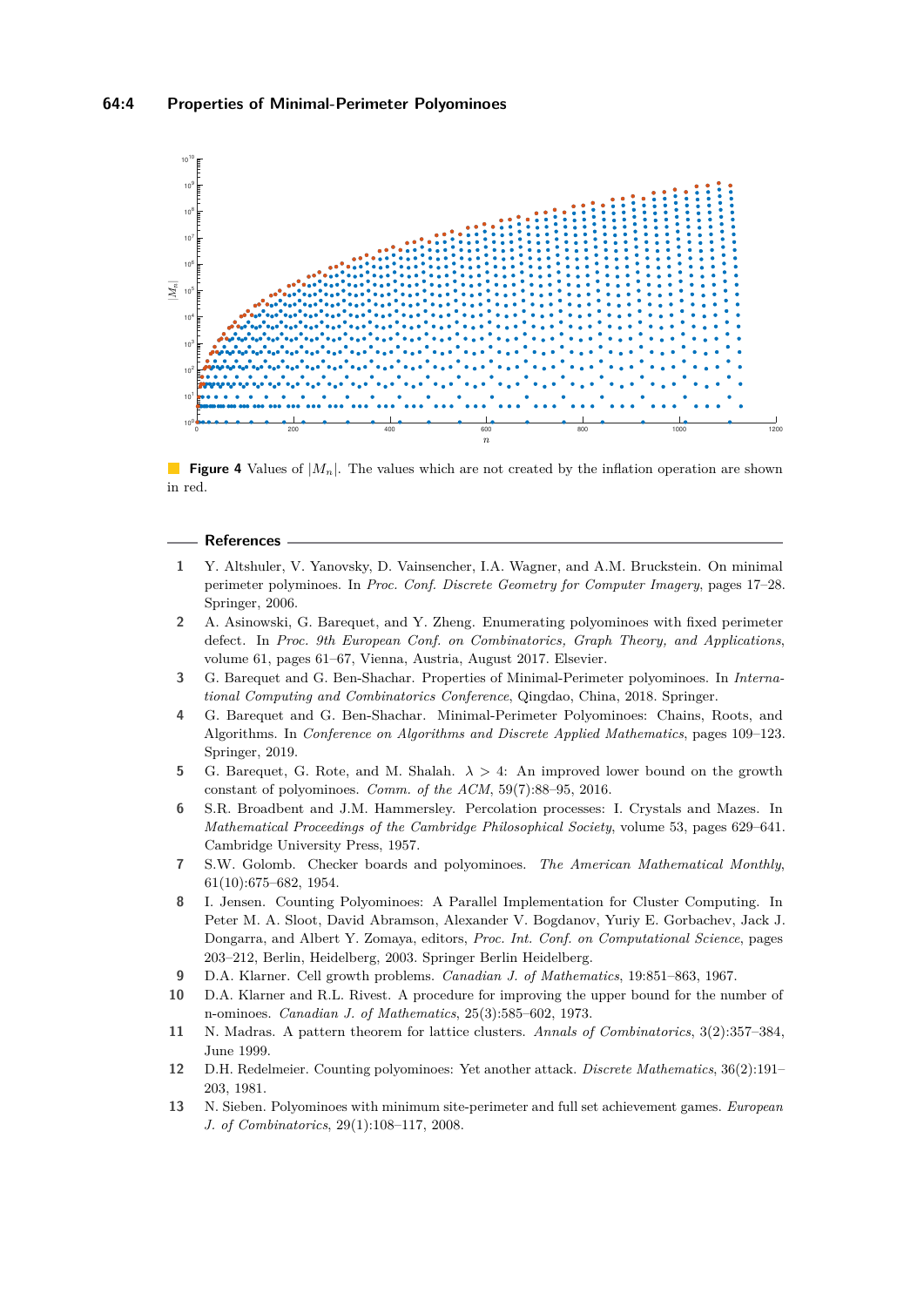$10^{10}$
$10^{9}$
$10^{8}$
$10^{7}$
$10^{6}$
$10^{5}$
$10^{4}$
$10^{3}$
$10^{2}$
$10^{1}$
$10^{0}$
$|M_n|$
0
200
400
600
800
1000
1200
$n$

**Figure 4** Values of $|M_n|$. The values which are not created by the inflation operation are shown in red.

## References

1. Y. Altshuler, V. Yanovsky, D. Vainsencher, I.A. Wagner, and A.M. Bruckstein. On minimal perimeter polyminoes. In *Proc. Conf. Discrete Geometry for Computer Imagery*, pages 17–28. Springer, 2006.
2. A. Asinowski, G. Barequet, and Y. Zheng. Enumerating polyominoes with fixed perimeter defect. In *Proc. 9th European Conf. on Combinatorics, Graph Theory, and Applications*, volume 61, pages 61–67, Vienna, Austria, August 2017. Elsevier.
3. G. Barequet and G. Ben-Shachar. Properties of Minimal-Perimeter polyominoes. In *International Computing and Combinatorics Conference*, Qingdao, China, 2018. Springer.
4. G. Barequet and G. Ben-Shachar. Minimal-Perimeter Polyominoes: Chains, Roots, and Algorithms. In *Conference on Algorithms and Discrete Applied Mathematics*, pages 109–123. Springer, 2019.
5. G. Barequet, G. Rote, and M. Shalah. $\lambda > 4$: An improved lower bound on the growth constant of polyominoes. *Comm. of the ACM*, 59(7):88–95, 2016.
6. S.R. Broadbent and J.M. Hammersley. Percolation processes: I. Crystals and Mazes. In *Mathematical Proceedings of the Cambridge Philosophical Society*, volume 53, pages 629–641. Cambridge University Press, 1957.
7. S.W. Golomb. Checker boards and polyominoes. *The American Mathematical Monthly*, 61(10):675–682, 1954.
8. I. Jensen. Counting Polyominoes: A Parallel Implementation for Cluster Computing. In Peter M. A. Sloot, David Abramson, Alexander V. Bogdanov, Yuriy E. Gorbachev, Jack J. Dongarra, and Albert Y. Zomaya, editors, *Proc. Int. Conf. on Computational Science*, pages 203–212, Berlin, Heidelberg, 2003. Springer Berlin Heidelberg.
9. D.A. Klarner. Cell growth problems. *Canadian J. of Mathematics*, 19:851–863, 1967.
10. D.A. Klarner and R.L. Rivest. A procedure for improving the upper bound for the number of n-ominoes. *Canadian J. of Mathematics*, 25(3):585–602, 1973.
11. N. Madras. A pattern theorem for lattice clusters. *Annals of Combinatorics*, 3(2):357–384, June 1999.
12. D.H. Redelmeier. Counting polyominoes: Yet another attack. *Discrete Mathematics*, 36(2):191–203, 1981.
13. N. Sieben. Polyominoes with minimum site-perimeter and full set achievement games. *European J. of Combinatorics*, 29(1):108–117, 2008.